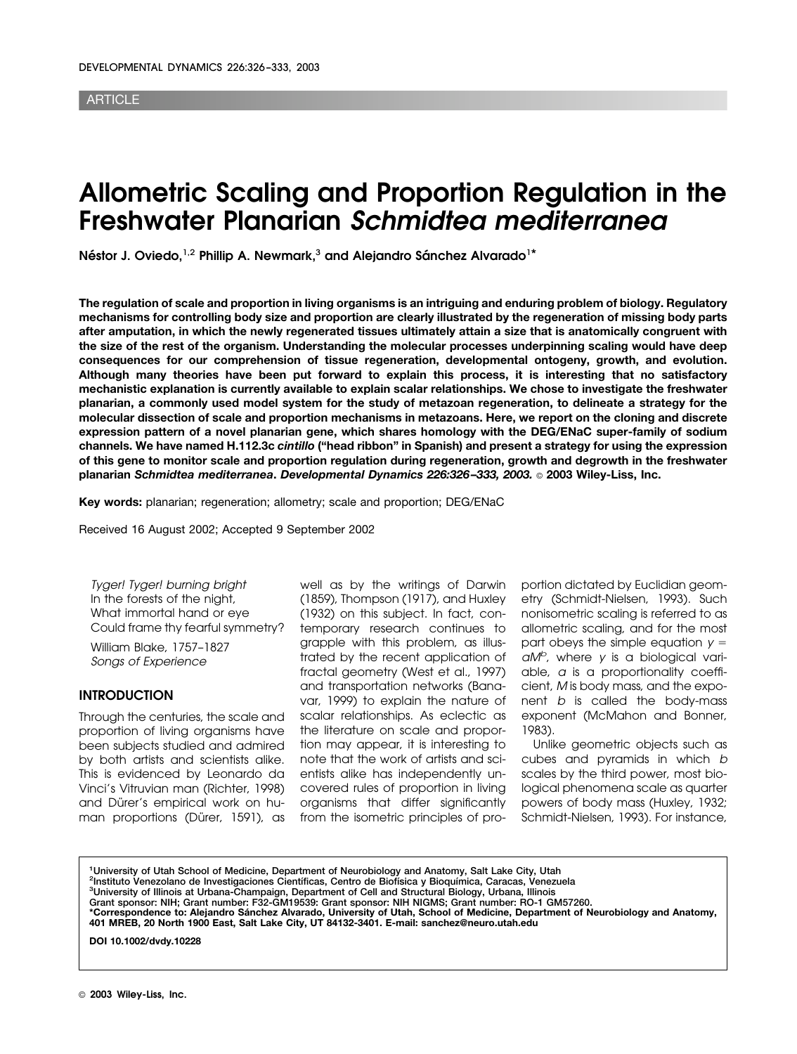ARTICLE

# Allometric Scaling and Proportion Regulation in the Freshwater Planarian *Schmidtea mediterranea*

**Néstor J. Oviedo,[1,2] Phillip A. Newmark,[3] and Alejandro Sánchez Alvarado[1]***

**The regulation of scale and proportion in living organisms is an intriguing and enduring problem of biology. Regulatory mechanisms for controlling body size and proportion are clearly illustrated by the regeneration of missing body parts after amputation, in which the newly regenerated tissues ultimately attain a size that is anatomically congruent with the size of the rest of the organism. Understanding the molecular processes underpinning scaling would have deep consequences for our comprehension of tissue regeneration, developmental ontogeny, growth, and evolution. Although many theories have been put forward to explain this process, it is interesting that no satisfactory mechanistic explanation is currently available to explain scalar relationships. We chose to investigate the freshwater planarian, a commonly used model system for the study of metazoan regeneration, to delineate a strategy for the molecular dissection of scale and proportion mechanisms in metazoans. Here, we report on the cloning and discrete expression pattern of a novel planarian gene, which shares homology with the DEG/ENaC super-family of sodium channels. We have named H.112.3c *cintillo* ("head ribbon" in Spanish) and present a strategy for using the expression of this gene to monitor scale and proportion regulation during regeneration, growth and degrowth in the freshwater planarian *Schmidtea mediterranea*. *Developmental Dynamics 226:326–333, 2003.* © 2003 Wiley-Liss, Inc.**

**Key words:** planarian; regeneration; allometry; scale and proportion; DEG/ENaC

Received 16 August 2002; Accepted 9 September 2002

*Tyger! Tyger! burning bright*
*In the forests of the night,*
*What immortal hand or eye*
*Could frame thy fearful symmetry?*

William Blake, 1757–1827
*Songs of Experience*

## INTRODUCTION

Through the centuries, the scale and proportion of living organisms have been subjects studied and admired by both artists and scientists alike. This is evidenced by Leonardo da Vinci's Vitruvian man (Richter, 1998) and Dürer's empirical work on human proportions (Dürer, 1591), as well as by the writings of Darwin (1859), Thompson (1917), and Huxley (1932) on this subject. In fact, contemporary research continues to grapple with this problem, as illustrated by the recent application of fractal geometry (West et al., 1997) and transportation networks (Banavar, 1999) to explain the nature of scalar relationships. As eclectic as the literature on scale and proportion may appear, it is interesting to note that the work of artists and scientists alike has independently uncovered rules of proportion in living organisms that differ significantly from the isometric principles of proportion dictated by Euclidian geometry (Schmidt-Nielsen, 1993). Such nonisometric scaling is referred to as allometric scaling, and for the most part obeys the simple equation $y = aM^b$, where $y$ is a biological variable, $a$ is a proportionality coefficient, $M$ is body mass, and the exponent $b$ is called the body-mass exponent (McMahon and Bonner, 1983).

Unlike geometric objects such as cubes and pyramids in which $b$ scales by the third power, most biological phenomena scale as quarter powers of body mass (Huxley, 1932; Schmidt-Nielsen, 1993). For instance,

[1]University of Utah School of Medicine, Department of Neurobiology and Anatomy, Salt Lake City, Utah
[2]Instituto Venezolano de Investigaciones Científicas, Centro de Biofísica y Bioquímica, Caracas, Venezuela
[3]University of Illinois at Urbana-Champaign, Department of Cell and Structural Biology, Urbana, Illinois
Grant sponsor: NIH; Grant number: F32-GM19539: Grant sponsor: NIH NIGMS; Grant number: RO-1 GM57260.
*Correspondence to: Alejandro Sánchez Alvarado, University of Utah, School of Medicine, Department of Neurobiology and Anatomy, 401 MREB, 20 North 1900 East, Salt Lake City, UT 84132-3401. E-mail: sanchez@neuro.utah.edu

DOI 10.1002/dvdy.10228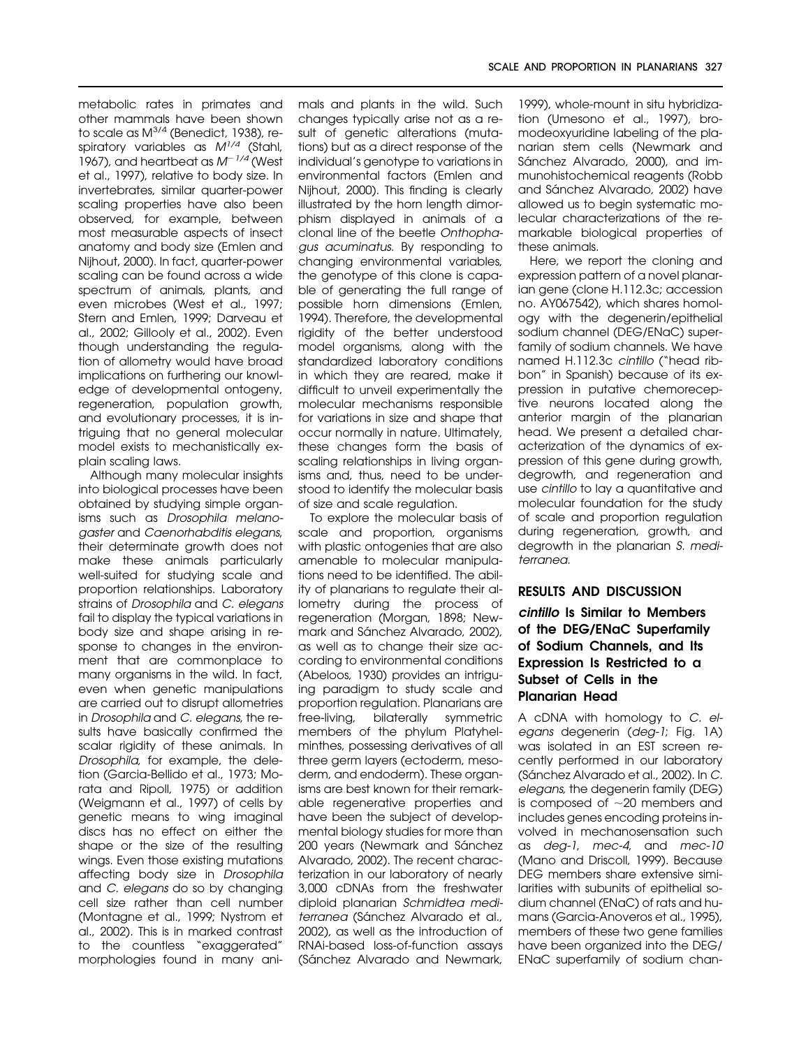metabolic rates in primates and other mammals have been shown to scale as $M^{3/4}$ (Benedict, 1938), respiratory variables as $M^{1/4}$ (Stahl, 1967), and heartbeat as $M^{-1/4}$ (West et al., 1997), relative to body size. In invertebrates, similar quarter-power scaling properties have also been observed, for example, between most measurable aspects of insect anatomy and body size (Emlen and Nijhout, 2000). In fact, quarter-power scaling can be found across a wide spectrum of animals, plants, and even microbes (West et al., 1997; Stern and Emlen, 1999; Darveau et al., 2002; Gillooly et al., 2002). Even though understanding the regulation of allometry would have broad implications on furthering our knowledge of developmental ontogeny, regeneration, population growth, and evolutionary processes, it is intriguing that no general molecular model exists to mechanistically explain scaling laws.

Although many molecular insights into biological processes have been obtained by studying simple organisms such as *Drosophila melanogaster* and *Caenorhabditis elegans*, their determinate growth does not make these animals particularly well-suited for studying scale and proportion relationships. Laboratory strains of *Drosophila* and *C. elegans* fail to display the typical variations in body size and shape arising in response to changes in the environment that are commonplace to many organisms in the wild. In fact, even when genetic manipulations are carried out to disrupt allometries in *Drosophila* and *C. elegans*, the results have basically confirmed the scalar rigidity of these animals. In *Drosophila*, for example, the deletion (Garcia-Bellido et al., 1973; Morata and Ripoll, 1975) or addition (Weigmann et al., 1997) of cells by genetic means to wing imaginal discs has no effect on either the shape or the size of the resulting wings. Even those existing mutations affecting body size in *Drosophila* and *C. elegans* do so by changing cell size rather than cell number (Montagne et al., 1999; Nystrom et al., 2002). This is in marked contrast to the countless "exaggerated" morphologies found in many animals and plants in the wild. Such changes typically arise not as a result of genetic alterations (mutations) but as a direct response of the individual's genotype to variations in environmental factors (Emlen and Nijhout, 2000). This finding is clearly illustrated by the horn length dimorphism displayed in animals of a clonal line of the beetle *Onthophagus acuminatus*. By responding to changing environmental variables, the genotype of this clone is capable of generating the full range of possible horn dimensions (Emlen, 1994). Therefore, the developmental rigidity of the better understood model organisms, along with the standardized laboratory conditions in which they are reared, make it difficult to unveil experimentally the molecular mechanisms responsible for variations in size and shape that occur normally in nature. Ultimately, these changes form the basis of scaling relationships in living organisms and, thus, need to be understood to identify the molecular basis of size and scale regulation.

To explore the molecular basis of scale and proportion, organisms with plastic ontogenies that are also amenable to molecular manipulations need to be identified. The ability of planarians to regulate their allometry during the process of regeneration (Morgan, 1898; Newmark and Sánchez Alvarado, 2002), as well as to change their size according to environmental conditions (Abeloos, 1930) provides an intriguing paradigm to study scale and proportion regulation. Planarians are free-living, bilaterally symmetric members of the phylum Platyhelminthes, possessing derivatives of all three germ layers (ectoderm, mesoderm, and endoderm). These organisms are best known for their remarkable regenerative properties and have been the subject of developmental biology studies for more than 200 years (Newmark and Sánchez Alvarado, 2002). The recent characterization in our laboratory of nearly 3,000 cDNAs from the freshwater diploid planarian *Schmidtea mediterranea* (Sánchez Alvarado et al., 2002), as well as the introduction of RNAi-based loss-of-function assays (Sánchez Alvarado and Newmark, 1999), whole-mount in situ hybridization (Umesono et al., 1997), bromodeoxyuridine labeling of the planarian stem cells (Newmark and Sánchez Alvarado, 2000), and immunohistochemical reagents (Robb and Sánchez Alvarado, 2002) have allowed us to begin systematic molecular characterizations of the remarkable biological properties of these animals.

Here, we report the cloning and expression pattern of a novel planarian gene (clone H.112.3c; accession no. AY067542), which shares homology with the degenerin/epithelial sodium channel (DEG/ENaC) superfamily of sodium channels. We have named H.112.3c *cintillo* ("head ribbon" in Spanish) because of its expression in putative chemoreceptive neurons located along the anterior margin of the planarian head. We present a detailed characterization of the dynamics of expression of this gene during growth, degrowth, and regeneration and use *cintillo* to lay a quantitative and molecular foundation for the study of scale and proportion regulation during regeneration, growth, and degrowth in the planarian *S. mediterranea*.

## RESULTS AND DISCUSSION

### *cintillo* Is Similar to Members of the DEG/ENaC Superfamily of Sodium Channels, and Its Expression Is Restricted to a Subset of Cells in the Planarian Head

A cDNA with homology to *C. elegans* degenerin (*deg-1*; Fig. 1A) was isolated in an EST screen recently performed in our laboratory (Sánchez Alvarado et al., 2002). In *C. elegans*, the degenerin family (DEG) is composed of ~20 members and includes genes encoding proteins involved in mechanosensation such as *deg-1*, *mec-4*, and *mec-10* (Mano and Driscoll, 1999). Because DEG members share extensive similarities with subunits of epithelial sodium channel (ENaC) of rats and humans (Garcia-Anoveros et al., 1995), members of these two gene families have been organized into the DEG/ENaC superfamily of sodium chan-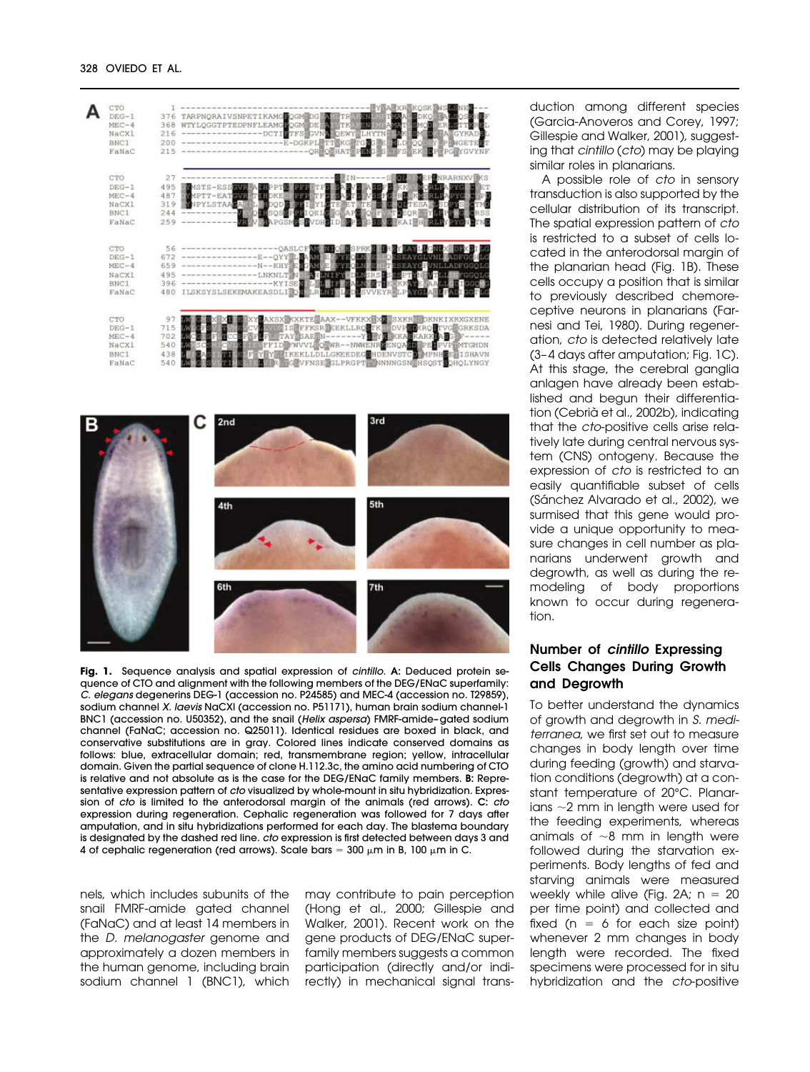**Fig. 1.** Sequence analysis and spatial expression of *cintillo*. **A:** Deduced protein sequence of CTO and alignment with the following members of the DEG/ENaC superfamily: *C. elegans* degenerins DEG-1 (accession no. P24585) and MEC-4 (accession no. T29859), sodium channel *X. laevis* NaCXl (accession no. P51171), human brain sodium channel-1 BNC1 (accession no. U50352), and the snail (*Helix aspersa*) FMRF-amide–gated sodium channel (FaNaC; accession no. Q25011). Identical residues are boxed in black, and conservative substitutions are in gray. Colored lines indicate conserved domains as follows: blue, extracellular domain; red, transmembrane region; yellow, intracellular domain. Given the partial sequence of clone H.112.3c, the amino acid numbering of CTO is relative and not absolute as is the case for the DEG/ENaC family members. **B:** Representative expression pattern of *cto* visualized by whole-mount in situ hybridization. Expression of *cto* is limited to the anterodorsal margin of the animals (red arrows). **C:** *cto* expression during regeneration. Cephalic regeneration was followed for 7 days after amputation, and in situ hybridizations performed for each day. The blastema boundary is designated by the dashed red line. *cto* expression is first detected between days 3 and 4 of cephalic regeneration (red arrows). Scale bars = 300 μm in B, 100 μm in C.

nels, which includes subunits of the snail FMRF-amide gated channel (FaNaC) and at least 14 members in the *D. melanogaster* genome and approximately a dozen members in the human genome, including brain sodium channel 1 (BNC1), which may contribute to pain perception (Hong et al., 2000; Gillespie and Walker, 2001). Recent work on the gene products of DEG/ENaC superfamily members suggests a common participation (directly and/or indirectly) in mechanical signal transduction among different species (Garcia-Anoveros and Corey, 1997; Gillespie and Walker, 2001), suggesting that *cintillo* (*cto*) may be playing similar roles in planarians.

A possible role of *cto* in sensory transduction is also supported by the cellular distribution of its transcript. The spatial expression pattern of *cto* is restricted to a subset of cells located in the anterodorsal margin of the planarian head (Fig. 1B). These cells occupy a position that is similar to previously described chemoreceptive neurons in planarians (Farnesi and Tei, 1980). During regeneration, *cto* is detected relatively late (3–4 days after amputation; Fig. 1C). At this stage, the cerebral ganglia anlagen have already been established and begun their differentiation (Cebrià et al., 2002b), indicating that the *cto*-positive cells arise relatively late during central nervous system (CNS) ontogeny. Because the expression of *cto* is restricted to an easily quantifiable subset of cells (Sánchez Alvarado et al., 2002), we surmised that this gene would provide a unique opportunity to measure changes in cell number as planarians underwent growth and degrowth, as well as during the remodeling of body proportions known to occur during regeneration.

## Number of *cintillo* Expressing Cells Changes During Growth and Degrowth

To better understand the dynamics of growth and degrowth in *S. mediterranea,* we first set out to measure changes in body length over time during feeding (growth) and starvation conditions (degrowth) at a constant temperature of 20°C. Planarians ~2 mm in length were used for the feeding experiments, whereas animals of ~8 mm in length were followed during the starvation experiments. Body lengths of fed and starving animals were measured weekly while alive (Fig. 2A; n = 20 per time point) and collected and fixed (n = 6 for each size point) whenever 2 mm changes in body length were recorded. The fixed specimens were processed for in situ hybridization and the *cto*-positive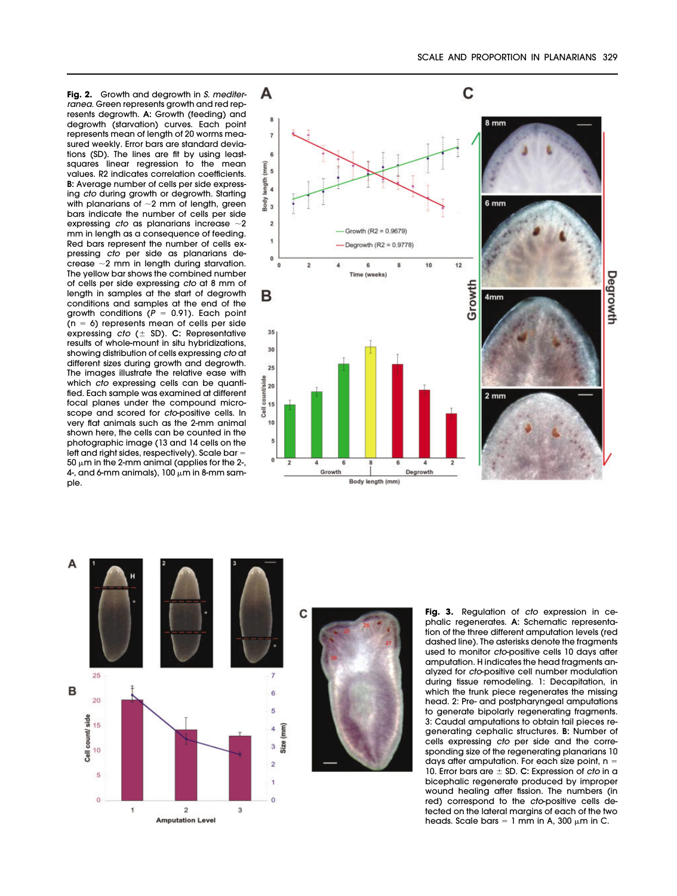**Fig. 2.** Growth and degrowth in *S. mediterranea*. Green represents growth and red represents degrowth. **A:** Growth (feeding) and degrowth (starvation) curves. Each point represents mean of length of 20 worms measured weekly. Error bars are standard deviations (SD). The lines are fit by using least-squares linear regression to the mean values. R2 indicates correlation coefficients. **B:** Average number of cells per side expressing *cto* during growth or degrowth. Starting with planarians of ~2 mm of length, green bars indicate the number of cells per side expressing *cto* as planarians increase ~2 mm in length as a consequence of feeding. Red bars represent the number of cells expressing *cto* per side as planarians decrease ~2 mm in length during starvation. The yellow bar shows the combined number of cells per side expressing *cto* at 8 mm of length in samples at the start of degrowth conditions and samples at the end of the growth conditions ($P$ = 0.91). Each point ($n$ = 6) represents mean of cells per side expressing *cto* (± SD). **C:** Representative results of whole-mount in situ hybridizations, showing distribution of cells expressing *cto* at different sizes during growth and degrowth. The images illustrate the relative ease with which *cto* expressing cells can be quantified. Each sample was examined at different focal planes under the compound microscope and scored for *cto*-positive cells. In very flat animals such as the 2-mm animal shown here, the cells can be counted in the photographic image (13 and 14 cells on the left and right sides, respectively). Scale bar = 50 μm in the 2-mm animal (applies for the 2-, 4-, and 6-mm animals), 100 μm in 8-mm sample.

**Fig. 3.** Regulation of *cto* expression in cephalic regenerates. **A:** Schematic representation of the three different amputation levels (red dashed line). The asterisks denote the fragments used to monitor *cto*-positive cells 10 days after amputation. H indicates the head fragments analyzed for *cto*-positive cell number modulation during tissue remodeling. 1: Decapitation, in which the trunk piece regenerates the missing head. 2: Pre- and postpharyngeal amputations to generate bipolarly regenerating fragments. 3: Caudal amputations to obtain tail pieces regenerating cephalic structures. **B:** Number of cells expressing *cto* per side and the corresponding size of the regenerating planarians 10 days after amputation. For each size point, $n$ = 10. Error bars are ± SD. **C:** Expression of *cto* in a bicephalic regenerate produced by improper wound healing after fission. The numbers (in red) correspond to the *cto*-positive cells detected on the lateral margins of each of the two heads. Scale bars = 1 mm in A, 300 μm in C.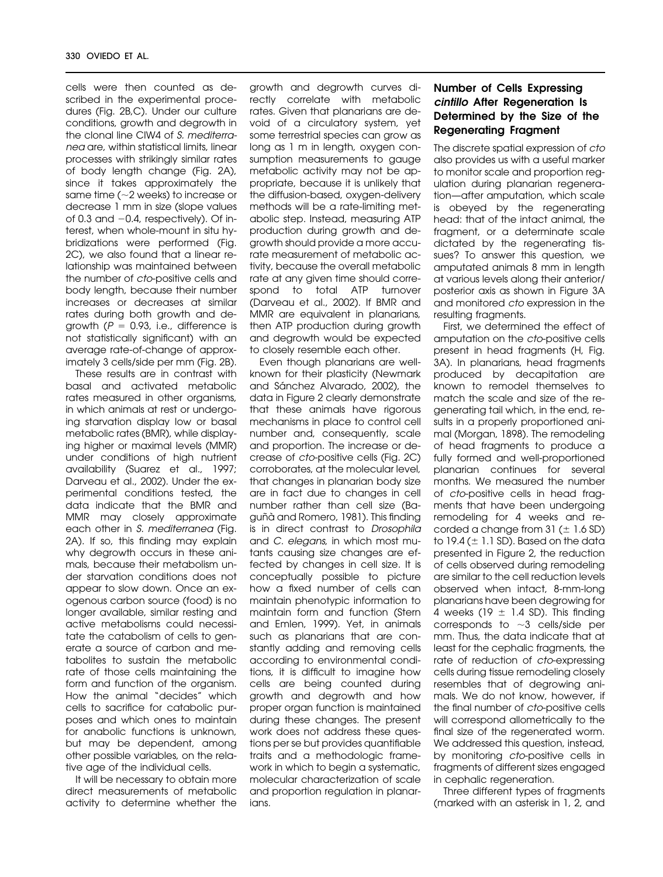cells were then counted as described in the experimental procedures (Fig. 2B,C). Under our culture conditions, growth and degrowth in the clonal line CIW4 of *S. mediterranea* are, within statistical limits, linear processes with strikingly similar rates of body length change (Fig. 2A), since it takes approximately the same time (~2 weeks) to increase or decrease 1 mm in size (slope values of 0.3 and −0.4, respectively). Of interest, when whole-mount in situ hybridizations were performed (Fig. 2C), we also found that a linear relationship was maintained between the number of *cto*-positive cells and body length, because their number increases or decreases at similar rates during both growth and degrowth ($P = 0.93$, i.e., difference is not statistically significant) with an average rate-of-change of approximately 3 cells/side per mm (Fig. 2B).

These results are in contrast with basal and activated metabolic rates measured in other organisms, in which animals at rest or undergoing starvation display low or basal metabolic rates (BMR), while displaying higher or maximal levels (MMR) under conditions of high nutrient availability (Suarez et al., 1997; Darveau et al., 2002). Under the experimental conditions tested, the data indicate that the BMR and MMR may closely approximate each other in *S. mediterranea* (Fig. 2A). If so, this finding may explain why degrowth occurs in these animals, because their metabolism under starvation conditions does not appear to slow down. Once an exogenous carbon source (food) is no longer available, similar resting and active metabolisms could necessitate the catabolism of cells to generate a source of carbon and metabolites to sustain the metabolic rate of those cells maintaining the form and function of the organism. How the animal "decides" which cells to sacrifice for catabolic purposes and which ones to maintain for anabolic functions is unknown, but may be dependent, among other possible variables, on the relative age of the individual cells.

It will be necessary to obtain more direct measurements of metabolic activity to determine whether the growth and degrowth curves directly correlate with metabolic rates. Given that planarians are devoid of a circulatory system, yet some terrestrial species can grow as long as 1 m in length, oxygen consumption measurements to gauge metabolic activity may not be appropriate, because it is unlikely that the diffusion-based, oxygen-delivery methods will be a rate-limiting metabolic step. Instead, measuring ATP production during growth and degrowth should provide a more accurate measurement of metabolic activity, because the overall metabolic rate at any given time should correspond to total ATP turnover (Darveau et al., 2002). If BMR and MMR are equivalent in planarians, then ATP production during growth and degrowth would be expected to closely resemble each other.

Even though planarians are well-known for their plasticity (Newmark and Sánchez Alvarado, 2002), the data in Figure 2 clearly demonstrate that these animals have rigorous mechanisms in place to control cell number and, consequently, scale and proportion. The increase or decrease of *cto*-positive cells (Fig. 2C) corroborates, at the molecular level, that changes in planarian body size are in fact due to changes in cell number rather than cell size (Baguñà and Romero, 1981). This finding is in direct contrast to *Drosophila* and *C. elegans*, in which most mutants causing size changes are effected by changes in cell size. It is conceptually possible to picture how a fixed number of cells can maintain phenotypic information to maintain form and function (Stern and Emlen, 1999). Yet, in animals such as planarians that are constantly adding and removing cells according to environmental conditions, it is difficult to imagine how cells are being counted during growth and degrowth and how proper organ function is maintained during these changes. The present work does not address these questions per se but provides quantifiable traits and a methodologic framework in which to begin a systematic, molecular characterization of scale and proportion regulation in planarians.

## Number of Cells Expressing *cintillo* After Regeneration Is Determined by the Size of the Regenerating Fragment

The discrete spatial expression of *cto* also provides us with a useful marker to monitor scale and proportion regulation during planarian regeneration—after amputation, which scale is obeyed by the regenerating head: that of the intact animal, the fragment, or a determinate scale dictated by the regenerating tissues? To answer this question, we amputated animals 8 mm in length at various levels along their anterior/posterior axis as shown in Figure 3A and monitored *cto* expression in the resulting fragments.

First, we determined the effect of amputation on the *cto*-positive cells present in head fragments (H, Fig. 3A). In planarians, head fragments produced by decapitation are known to remodel themselves to match the scale and size of the regenerating tail which, in the end, results in a properly proportioned animal (Morgan, 1898). The remodeling of head fragments to produce a fully formed and well-proportioned planarian continues for several months. We measured the number of *cto*-positive cells in head fragments that have been undergoing remodeling for 4 weeks and recorded a change from 31 (± 1.6 SD) to 19.4 (± 1.1 SD). Based on the data presented in Figure 2, the reduction of cells observed during remodeling are similar to the cell reduction levels observed when intact, 8-mm-long planarians have been degrowing for 4 weeks (19 ± 1.4 SD). This finding corresponds to ~3 cells/side per mm. Thus, the data indicate that at least for the cephalic fragments, the rate of reduction of *cto*-expressing cells during tissue remodeling closely resembles that of degrowing animals. We do not know, however, if the final number of *cto*-positive cells will correspond allometrically to the final size of the regenerated worm. We addressed this question, instead, by monitoring *cto*-positive cells in fragments of different sizes engaged in cephalic regeneration.

Three different types of fragments (marked with an asterisk in 1, 2, and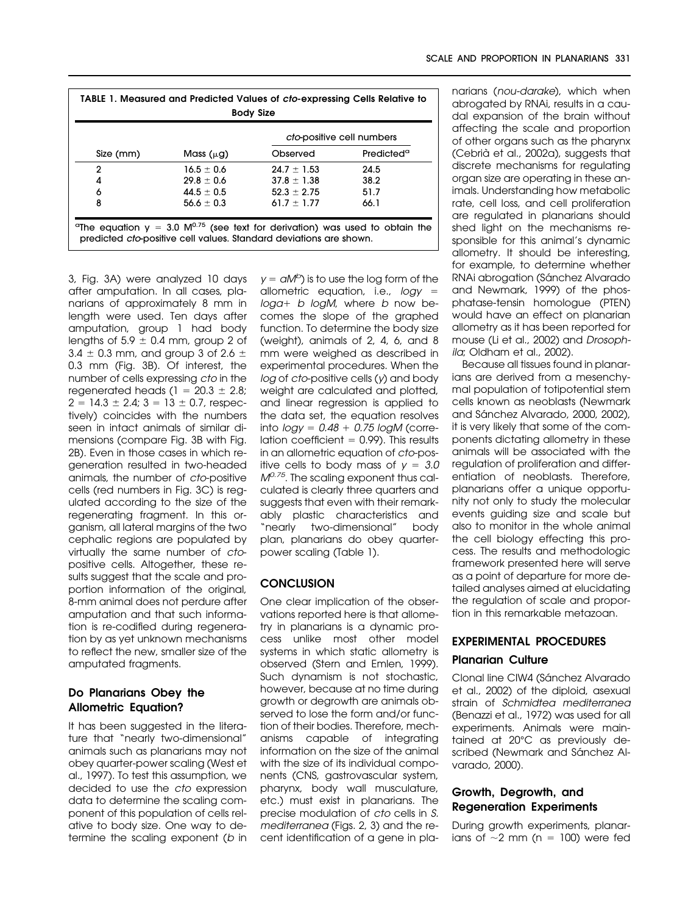**TABLE 1. Measured and Predicted Values of *cto*-expressing Cells Relative to Body Size**

| Size (mm) | Mass (μg) | *cto*-positive cell numbers | |
|---|---|---|---|
| | | Observed | Predicted[a] |
| 2 | 16.5 ± 0.6 | 24.7 ± 1.53 | 24.5 |
| 4 | 29.8 ± 0.6 | 37.8 ± 1.38 | 38.2 |
| 6 | 44.5 ± 0.5 | 52.3 ± 2.75 | 51.7 |
| 8 | 56.6 ± 0.3 | 61.7 ± 1.77 | 66.1 |

[a]The equation $y = 3.0\ M^{0.75}$ (see text for derivation) was used to obtain the predicted *cto*-positive cell values. Standard deviations are shown.

3, Fig. 3A) were analyzed 10 days after amputation. In all cases, planarians of approximately 8 mm in length were used. Ten days after amputation, group 1 had body lengths of 5.9 ± 0.4 mm, group 2 of 3.4 ± 0.3 mm, and group 3 of 2.6 ± 0.3 mm (Fig. 3B). Of interest, the number of cells expressing *cto* in the regenerated heads (1 = 20.3 ± 2.8; 2 = 14.3 ± 2.4; 3 = 13 ± 0.7, respectively) coincides with the numbers seen in intact animals of similar dimensions (compare Fig. 3B with Fig. 2B). Even in those cases in which regeneration resulted in two-headed animals, the number of *cto*-positive cells (red numbers in Fig. 3C) is regulated according to the size of the regenerating fragment. In this organism, all lateral margins of the two cephalic regions are populated by virtually the same number of *cto*-positive cells. Altogether, these results suggest that the scale and proportion information of the original, 8-mm animal does not perdure after amputation and that such information is re-codified during regeneration by as yet unknown mechanisms to reflect the new, smaller size of the amputated fragments.

## Do Planarians Obey the Allometric Equation?

It has been suggested in the literature that "nearly two-dimensional" animals such as planarians may not obey quarter-power scaling (West et al., 1997). To test this assumption, we decided to use the *cto* expression data to determine the scaling component of this population of cells relative to body size. One way to determine the scaling exponent ($b$ in $y = aM^b$) is to use the log form of the allometric equation, i.e., $\log y = \log a + b \log M$, where $b$ now becomes the slope of the graphed function. To determine the body size (weight), animals of 2, 4, 6, and 8 mm were weighed as described in experimental procedures. When the *log* of *cto*-positive cells ($y$) and body weight are calculated and plotted, and linear regression is applied to the data set, the equation resolves into $\log y = 0.48 + 0.75 \log M$ (correlation coefficient = 0.99). This results in an allometric equation of *cto*-positive cells to body mass of $y = 3.0\ M^{0.75}$. The scaling exponent thus calculated is clearly three quarters and suggests that even with their remarkably plastic characteristics and "nearly two-dimensional" body plan, planarians do obey quarter-power scaling (Table 1).

## CONCLUSION

One clear implication of the observations reported here is that allometry in planarians is a dynamic process unlike most other model systems in which static allometry is observed (Stern and Emlen, 1999). Such dynamism is not stochastic, however, because at no time during growth or degrowth are animals observed to lose the form and/or function of their bodies. Therefore, mechanisms capable of integrating information on the size of the animal with the size of its individual components (CNS, gastrovascular system, pharynx, body wall musculature, etc.) must exist in planarians. The precise modulation of *cto* cells in *S. mediterranea* (Figs. 2, 3) and the recent identification of a gene in planarians (*nou-darake*), which when abrogated by RNAi, results in a caudal expansion of the brain without affecting the scale and proportion of other organs such as the pharynx (Cebrià et al., 2002a), suggests that discrete mechanisms for regulating organ size are operating in these animals. Understanding how metabolic rate, cell loss, and cell proliferation are regulated in planarians should shed light on the mechanisms responsible for this animal's dynamic allometry. It should be interesting, for example, to determine whether RNAi abrogation (Sánchez Alvarado and Newmark, 1999) of the phosphatase-tensin homologue (PTEN) would have an effect on planarian allometry as it has been reported for mouse (Li et al., 2002) and *Drosophila*; Oldham et al., 2002).

Because all tissues found in planarians are derived from a mesenchymal population of totipotential stem cells known as neoblasts (Newmark and Sánchez Alvarado, 2000, 2002), it is very likely that some of the components dictating allometry in these animals will be associated with the regulation of proliferation and differentiation of neoblasts. Therefore, planarians offer a unique opportunity not only to study the molecular events guiding size and scale but also to monitor in the whole animal the cell biology effecting this process. The results and methodologic framework presented here will serve as a point of departure for more detailed analyses aimed at elucidating the regulation of scale and proportion in this remarkable metazoan.

## EXPERIMENTAL PROCEDURES

### Planarian Culture

Clonal line CIW4 (Sánchez Alvarado et al., 2002) of the diploid, asexual strain of *Schmidtea mediterranea* (Benazzi et al., 1972) was used for all experiments. Animals were maintained at 20°C as previously described (Newmark and Sánchez Alvarado, 2000).

### Growth, Degrowth, and Regeneration Experiments

During growth experiments, planarians of ~2 mm (n = 100) were fed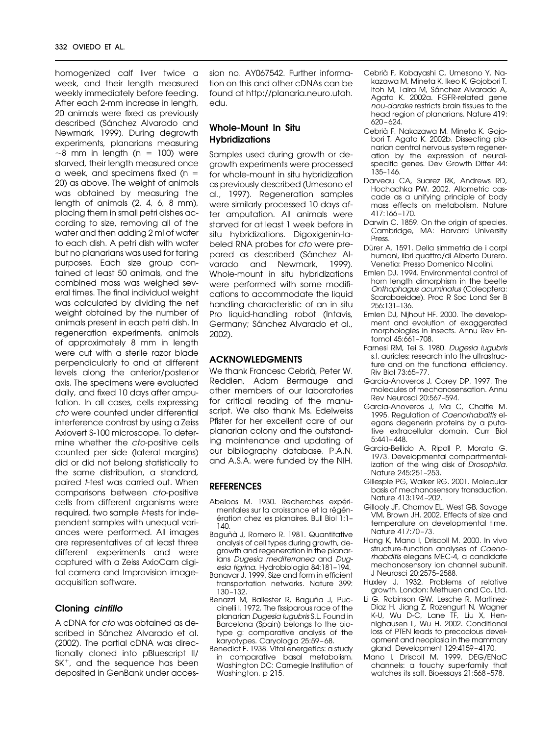homogenized calf liver twice a week, and their length measured weekly immediately before feeding. After each 2-mm increase in length, 20 animals were fixed as previously described (Sánchez Alvarado and Newmark, 1999). During degrowth experiments, planarians measuring ~8 mm in length (n = 100) were starved, their length measured once a week, and specimens fixed (n = 20) as above. The weight of animals was obtained by measuring the length of animals (2, 4, 6, 8 mm), placing them in small petri dishes according to size, removing all of the water and then adding 2 ml of water to each dish. A petri dish with water but no planarians was used for taring purposes. Each size group contained at least 50 animals, and the combined mass was weighed several times. The final individual weight was calculated by dividing the net weight obtained by the number of animals present in each petri dish. In regeneration experiments, animals of approximately 8 mm in length were cut with a sterile razor blade perpendicularly to and at different levels along the anterior/posterior axis. The specimens were evaluated daily, and fixed 10 days after amputation. In all cases, cells expressing *cto* were counted under differential interference contrast by using a Zeiss Axiovert S-100 microscope. To determine whether the *cto*-positive cells counted per side (lateral margins) did or did not belong statistically to the same distribution, a standard, paired *t*-test was carried out. When comparisons between *cto*-positive cells from different organisms were required, two sample *t*-tests for independent samples with unequal variances were performed. All images are representatives of at least three different experiments and were captured with a Zeiss AxioCam digital camera and Improvision image-acquisition software.

### Cloning *cintillo*

A cDNA for *cto* was obtained as described in Sánchez Alvarado et al. (2002). The partial cDNA was directionally cloned into pBluescript II/SK$^+$, and the sequence has been deposited in GenBank under accession no. AY067542. Further information on this and other cDNAs can be found at http://planaria.neuro.utah.edu.

### Whole-Mount In Situ Hybridizations

Samples used during growth or degrowth experiments were processed for whole-mount in situ hybridization as previously described (Umesono et al., 1997). Regeneration samples were similarly processed 10 days after amputation. All animals were starved for at least 1 week before in situ hybridizations. Digoxigenin-labeled RNA probes for *cto* were prepared as described (Sánchez Alvarado and Newmark, 1999). Whole-mount in situ hybridizations were performed with some modifications to accommodate the liquid handling characteristic of an in situ Pro liquid-handling robot (Intavis, Germany; Sánchez Alvarado et al., 2002).

## ACKNOWLEDGMENTS

We thank Francesc Cebrià, Peter W. Reddien, Adam Bermauge and other members of our laboratories for critical reading of the manuscript. We also thank Ms. Edelweiss Pfister for her excellent care of our planarian colony and the outstanding maintenance and updating of our bibliography database. P.A.N. and A.S.A. were funded by the NIH.

## REFERENCES

Abeloos M. 1930. Recherches expérimentales sur la croissance et la régénération chez les planaires. Bull Biol 1:1–140.

Baguñà J, Romero R. 1981. Quantitative analysis of cell types during growth, degrowth and regeneration in the planarians *Dugesia mediterranea* and *Dugesia tigrina*. Hydrobiologia 84:181–194.

Banavar J. 1999. Size and form in efficient transportation networks. Nature 399: 130–132.

Benazzi M, Ballester R, Baguña J, Puccinelli I. 1972. The fissiparous race of the planarian *Dugesia lugubris* S.L. Found in Barcelona (Spain) belongs to the biotype g: comparative analysis of the karyotypes. Caryologia 25:59–68.

Benedict F. 1938. Vital energetics: a study in comparative basal metabolism. Washington DC: Carnegie Institution of Washington. p 215.

Cebrià F, Kobayashi C, Umesono Y, Nakazawa M, Mineta K, Ikeo K, Gojobori T, Itoh M, Taira M, Sánchez Alvarado A, Agata K. 2002a. FGFR-related gene *nou-darake* restricts brain tissues to the head region of planarians. Nature 419: 620–624.

Cebrià F, Nakazawa M, Mineta K, Gojobori T, Agata K. 2002b. Dissecting planarian central nervous system regeneration by the expression of neural-specific genes. Dev Growth Differ 44: 135–146.

Darveau CA, Suarez RK, Andrews RD, Hochachka PW. 2002. Allometric cascade as a unifying principle of body mass effects on metabolism. Nature 417:166–170.

Darwin C. 1859. On the origin of species. Cambridge, MA: Harvard University Press.

Dürer A. 1591. Della simmetria de i corpi humani, libri quattro/di Alberto Durero. Venetia: Presso Domenico Nicolini.

Emlen DJ. 1994. Environmental control of horn length dimorphism in the beetle *Onthophagus acuminatus* (Coleoptera: Scarabaeidae). Proc R Soc Lond Ser B 256:131–136.

Emlen DJ, Nijhout HF. 2000. The development and evolution of exaggerated morphologies in insects. Annu Rev Entomol 45:661–708.

Farnesi RM, Tei S. 1980. *Dugesia lugubris* s.l. auricles: research into the ultrastructure and on the functional efficiency. Riv Biol 73:65–77.

Garcia-Anoveros J, Corey DP. 1997. The molecules of mechanosensation. Annu Rev Neurosci 20:567–594.

Garcia-Anoveros J, Ma C, Chalfie M. 1995. Regulation of *Caenorhabditis elegans* degenerin proteins by a putative extracellular domain. Curr Biol 5:441–448.

Garcia-Bellido A, Ripoll P, Morata G. 1973. Developmental compartmentalization of the wing disk of *Drosophila*. Nature 245:251–253.

Gillespie PG, Walker RG. 2001. Molecular basis of mechanosensory transduction. Nature 413:194–202.

Gillooly JF, Charnov EL, West GB, Savage VM, Brown JH. 2002. Effects of size and temperature on developmental time. Nature 417:70–73.

Hong K, Mano I, Driscoll M. 2000. In vivo structure-function analyses of *Caenorhabditis* elegans MEC-4, a candidate mechanosensory ion channel subunit. J Neurosci 20:2575–2588.

Huxley J. 1932. Problems of relative growth. London: Methuen and Co. Ltd.

Li G, Robinson GW, Lesche R, Martinez-Diaz H, Jiang Z, Rozengurt N, Wagner K-U, Wu D-C, Lane TF, Liu X, Hennighausen L, Wu H. 2002. Conditional loss of PTEN leads to precocious development and neoplasia in the mammary gland. Development 129:4159–4170.

Mano I, Driscoll M. 1999. DEG/ENaC channels: a touchy superfamily that watches its salt. Bioessays 21:568–578.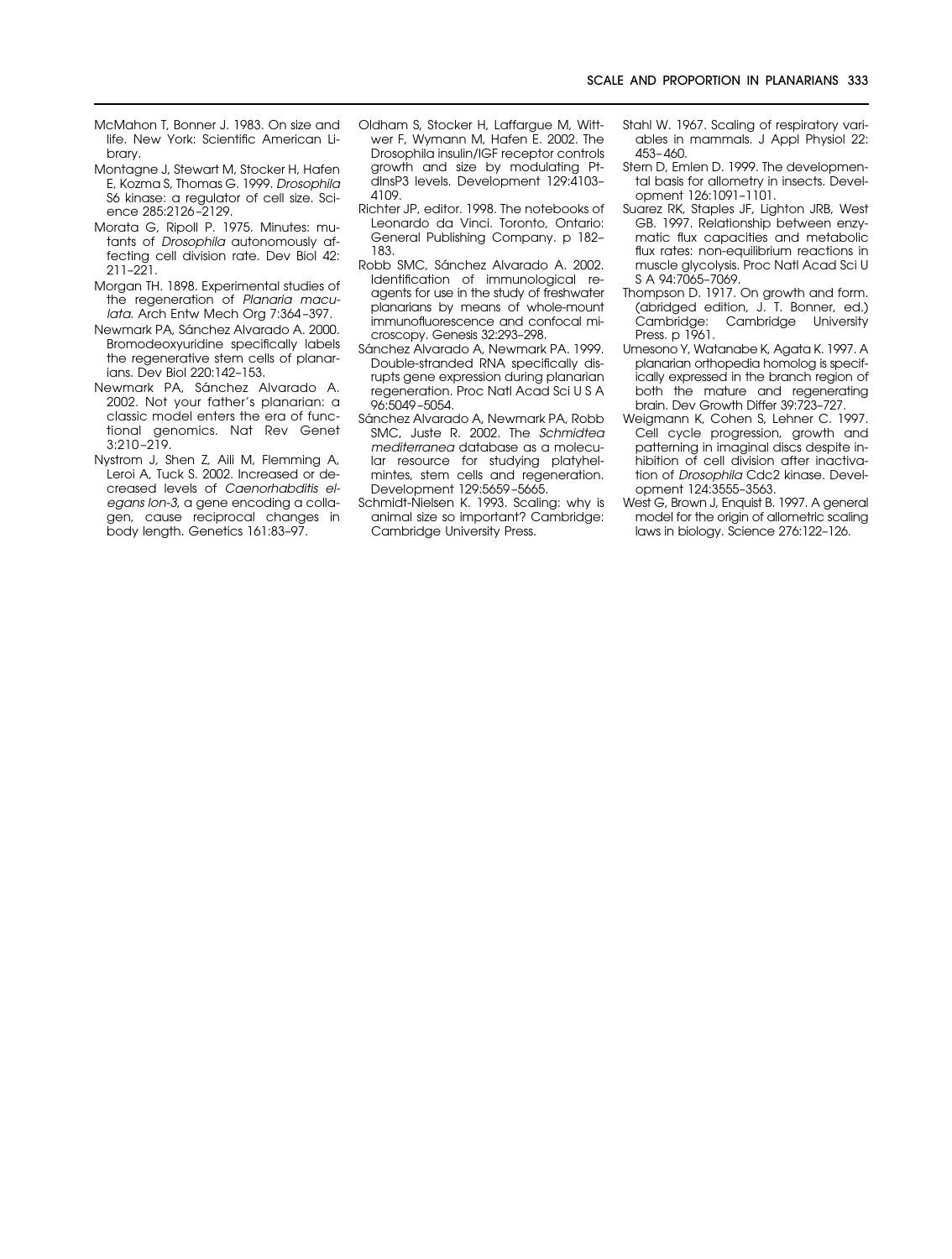McMahon T, Bonner J. 1983. On size and life. New York: Scientific American Library.

Montagne J, Stewart M, Stocker H, Hafen E, Kozma S, Thomas G. 1999. *Drosophila* S6 kinase: a regulator of cell size. Science 285:2126–2129.

Morata G, Ripoll P. 1975. Minutes: mutants of *Drosophila* autonomously affecting cell division rate. Dev Biol 42: 211–221.

Morgan TH. 1898. Experimental studies of the regeneration of *Planaria maculata.* Arch Entw Mech Org 7:364–397.

Newmark PA, Sánchez Alvarado A. 2000. Bromodeoxyuridine specifically labels the regenerative stem cells of planarians. Dev Biol 220:142–153.

Newmark PA, Sánchez Alvarado A. 2002. Not your father's planarian: a classic model enters the era of functional genomics. Nat Rev Genet 3:210–219.

Nystrom J, Shen Z, Aili M, Flemming A, Leroi A, Tuck S. 2002. Increased or decreased levels of *Caenorhabditis elegans lon-3,* a gene encoding a collagen, cause reciprocal changes in body length. Genetics 161:83–97.

Oldham S, Stocker H, Laffargue M, Wittwer F, Wymann M, Hafen E. 2002. The Drosophila insulin/IGF receptor controls growth and size by modulating PtdInsP3 levels. Development 129:4103–4109.

Richter JP, editor. 1998. The notebooks of Leonardo da Vinci. Toronto, Ontario: General Publishing Company. p 182–183.

Robb SMC, Sánchez Alvarado A. 2002. Identification of immunological reagents for use in the study of freshwater planarians by means of whole-mount immunofluorescence and confocal microscopy. Genesis 32:293–298.

Sánchez Alvarado A, Newmark PA. 1999. Double-stranded RNA specifically disrupts gene expression during planarian regeneration. Proc Natl Acad Sci U S A 96:5049–5054.

Sánchez Alvarado A, Newmark PA, Robb SMC, Juste R. 2002. The *Schmidtea mediterranea* database as a molecular resource for studying platyhelmintes, stem cells and regeneration. Development 129:5659–5665.

Schmidt-Nielsen K. 1993. Scaling: why is animal size so important? Cambridge: Cambridge University Press.

Stahl W. 1967. Scaling of respiratory variables in mammals. J Appl Physiol 22: 453–460.

Stern D, Emlen D. 1999. The developmental basis for allometry in insects. Development 126:1091–1101.

Suarez RK, Staples JF, Lighton JRB, West GB. 1997. Relationship between enzymatic flux capacities and metabolic flux rates: non-equilibrium reactions in muscle glycolysis. Proc Natl Acad Sci U S A 94:7065–7069.

Thompson D. 1917. On growth and form. (abridged edition, J. T. Bonner, ed.) Cambridge: Cambridge University Press. p 1961.

Umesono Y, Watanabe K, Agata K. 1997. A planarian orthopedia homolog is specifically expressed in the branch region of both the mature and regenerating brain. Dev Growth Differ 39:723–727.

Weigmann K, Cohen S, Lehner C. 1997. Cell cycle progression, growth and patterning in imaginal discs despite inhibition of cell division after inactivation of *Drosophila* Cdc2 kinase. Development 124:3555–3563.

West G, Brown J, Enquist B. 1997. A general model for the origin of allometric scaling laws in biology. Science 276:122–126.